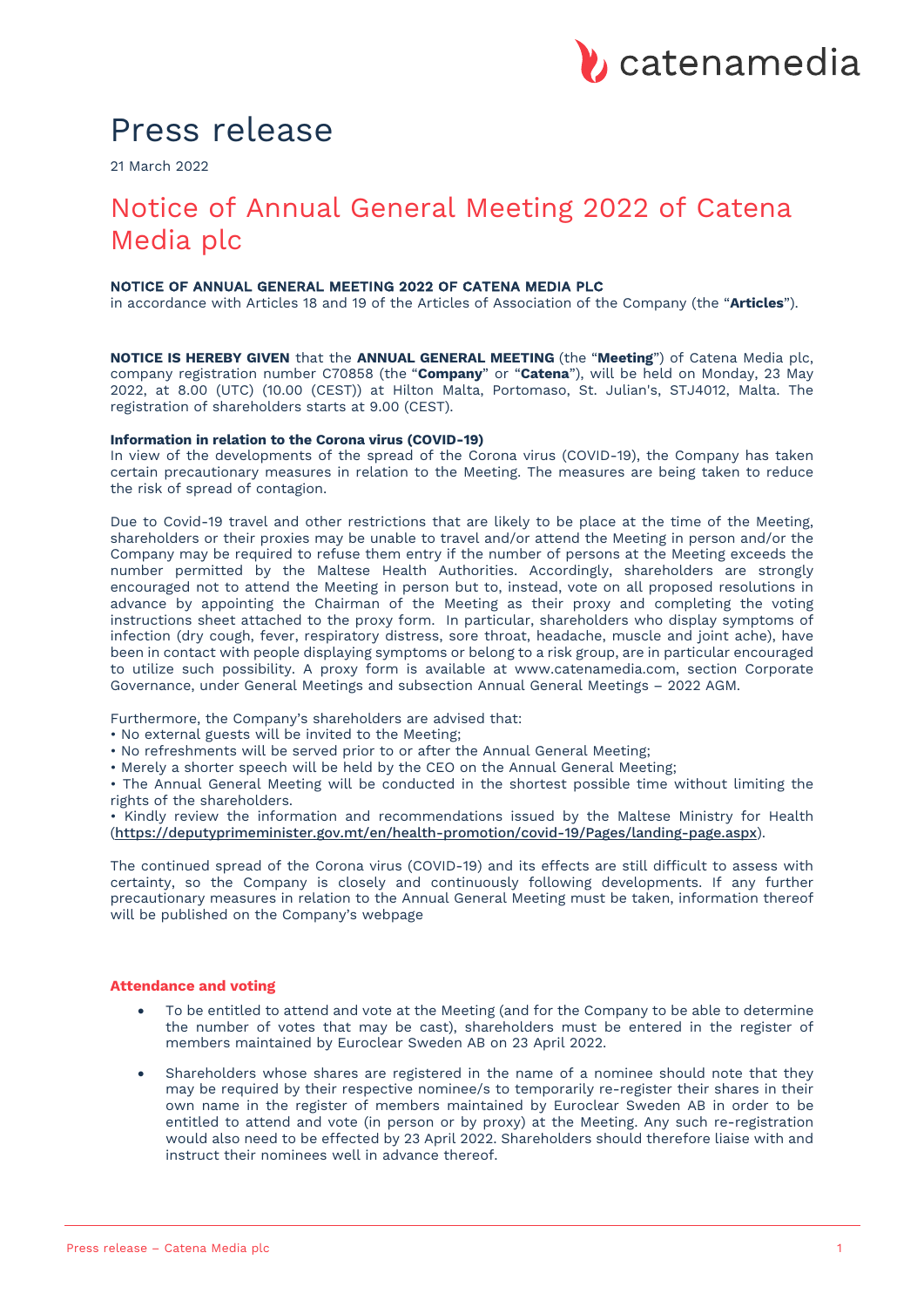# Press release

21 March 2022

## Notice of Annual General Meeting 2022 of Catena Media plc

**NOTICE OF ANNUAL GENERAL MEETING 2022 OF CATENA MEDIA PLC**
in accordance with Articles 18 and 19 of the Articles of Association of the Company (the "**Articles**").

**NOTICE IS HEREBY GIVEN** that the **ANNUAL GENERAL MEETING** (the "**Meeting**") of Catena Media plc, company registration number C70858 (the "**Company**" or "**Catena**"), will be held on Monday, 23 May 2022, at 8.00 (UTC) (10.00 (CEST)) at Hilton Malta, Portomaso, St. Julian's, STJ4012, Malta. The registration of shareholders starts at 9.00 (CEST).

**Information in relation to the Corona virus (COVID-19)**
In view of the developments of the spread of the Corona virus (COVID-19), the Company has taken certain precautionary measures in relation to the Meeting. The measures are being taken to reduce the risk of spread of contagion.

Due to Covid-19 travel and other restrictions that are likely to be place at the time of the Meeting, shareholders or their proxies may be unable to travel and/or attend the Meeting in person and/or the Company may be required to refuse them entry if the number of persons at the Meeting exceeds the number permitted by the Maltese Health Authorities. Accordingly, shareholders are strongly encouraged not to attend the Meeting in person but to, instead, vote on all proposed resolutions in advance by appointing the Chairman of the Meeting as their proxy and completing the voting instructions sheet attached to the proxy form. In particular, shareholders who display symptoms of infection (dry cough, fever, respiratory distress, sore throat, headache, muscle and joint ache), have been in contact with people displaying symptoms or belong to a risk group, are in particular encouraged to utilize such possibility. A proxy form is available at www.catenamedia.com, section Corporate Governance, under General Meetings and subsection Annual General Meetings – 2022 AGM.

Furthermore, the Company's shareholders are advised that:

- No external guests will be invited to the Meeting;
- No refreshments will be served prior to or after the Annual General Meeting;
- Merely a shorter speech will be held by the CEO on the Annual General Meeting;
- The Annual General Meeting will be conducted in the shortest possible time without limiting the rights of the shareholders.
- Kindly review the information and recommendations issued by the Maltese Ministry for Health (https://deputyprimeminister.gov.mt/en/health-promotion/covid-19/Pages/landing-page.aspx).

The continued spread of the Corona virus (COVID-19) and its effects are still difficult to assess with certainty, so the Company is closely and continuously following developments. If any further precautionary measures in relation to the Annual General Meeting must be taken, information thereof will be published on the Company's webpage

### Attendance and voting

- To be entitled to attend and vote at the Meeting (and for the Company to be able to determine the number of votes that may be cast), shareholders must be entered in the register of members maintained by Euroclear Sweden AB on 23 April 2022.
- Shareholders whose shares are registered in the name of a nominee should note that they may be required by their respective nominee/s to temporarily re-register their shares in their own name in the register of members maintained by Euroclear Sweden AB in order to be entitled to attend and vote (in person or by proxy) at the Meeting. Any such re-registration would also need to be effected by 23 April 2022. Shareholders should therefore liaise with and instruct their nominees well in advance thereof.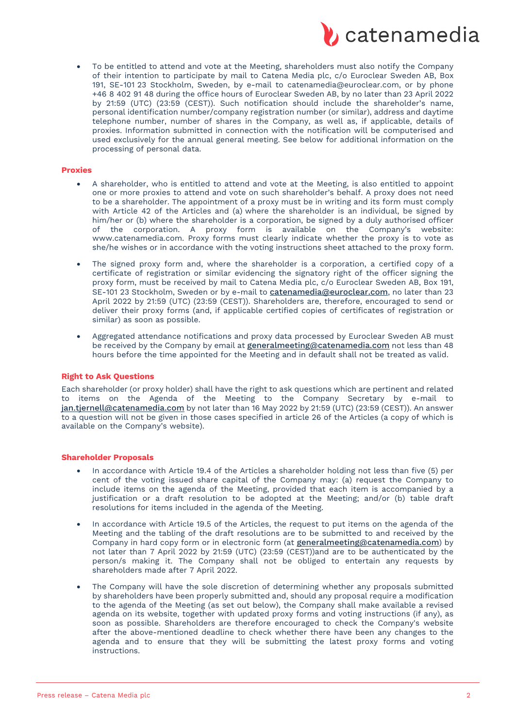- To be entitled to attend and vote at the Meeting, shareholders must also notify the Company of their intention to participate by mail to Catena Media plc, c/o Euroclear Sweden AB, Box 191, SE-101 23 Stockholm, Sweden, by e-mail to catenamedia@euroclear.com, or by phone +46 8 402 91 48 during the office hours of Euroclear Sweden AB, by no later than 23 April 2022 by 21:59 (UTC) (23:59 (CEST)). Such notification should include the shareholder's name, personal identification number/company registration number (or similar), address and daytime telephone number, number of shares in the Company, as well as, if applicable, details of proxies. Information submitted in connection with the notification will be computerised and used exclusively for the annual general meeting. See below for additional information on the processing of personal data.

## Proxies

- A shareholder, who is entitled to attend and vote at the Meeting, is also entitled to appoint one or more proxies to attend and vote on such shareholder's behalf. A proxy does not need to be a shareholder. The appointment of a proxy must be in writing and its form must comply with Article 42 of the Articles and (a) where the shareholder is an individual, be signed by him/her or (b) where the shareholder is a corporation, be signed by a duly authorised officer of the corporation. A proxy form is available on the Company's website: www.catenamedia.com. Proxy forms must clearly indicate whether the proxy is to vote as she/he wishes or in accordance with the voting instructions sheet attached to the proxy form.

- The signed proxy form and, where the shareholder is a corporation, a certified copy of a certificate of registration or similar evidencing the signatory right of the officer signing the proxy form, must be received by mail to Catena Media plc, c/o Euroclear Sweden AB, Box 191, SE-101 23 Stockholm, Sweden or by e-mail to catenamedia@euroclear.com, no later than 23 April 2022 by 21:59 (UTC) (23:59 (CEST)). Shareholders are, therefore, encouraged to send or deliver their proxy forms (and, if applicable certified copies of certificates of registration or similar) as soon as possible.

- Aggregated attendance notifications and proxy data processed by Euroclear Sweden AB must be received by the Company by email at generalmeeting@catenamedia.com not less than 48 hours before the time appointed for the Meeting and in default shall not be treated as valid.

## Right to Ask Questions

Each shareholder (or proxy holder) shall have the right to ask questions which are pertinent and related to items on the Agenda of the Meeting to the Company Secretary by e-mail to jan.tjernell@catenamedia.com by not later than 16 May 2022 by 21:59 (UTC) (23:59 (CEST)). An answer to a question will not be given in those cases specified in article 26 of the Articles (a copy of which is available on the Company's website).

## Shareholder Proposals

- In accordance with Article 19.4 of the Articles a shareholder holding not less than five (5) per cent of the voting issued share capital of the Company may: (a) request the Company to include items on the agenda of the Meeting, provided that each item is accompanied by a justification or a draft resolution to be adopted at the Meeting; and/or (b) table draft resolutions for items included in the agenda of the Meeting.

- In accordance with Article 19.5 of the Articles, the request to put items on the agenda of the Meeting and the tabling of the draft resolutions are to be submitted to and received by the Company in hard copy form or in electronic form (at generalmeeting@catenamedia.com) by not later than 7 April 2022 by 21:59 (UTC) (23:59 (CEST))and are to be authenticated by the person/s making it. The Company shall not be obliged to entertain any requests by shareholders made after 7 April 2022.

- The Company will have the sole discretion of determining whether any proposals submitted by shareholders have been properly submitted and, should any proposal require a modification to the agenda of the Meeting (as set out below), the Company shall make available a revised agenda on its website, together with updated proxy forms and voting instructions (if any), as soon as possible. Shareholders are therefore encouraged to check the Company's website after the above-mentioned deadline to check whether there have been any changes to the agenda and to ensure that they will be submitting the latest proxy forms and voting instructions.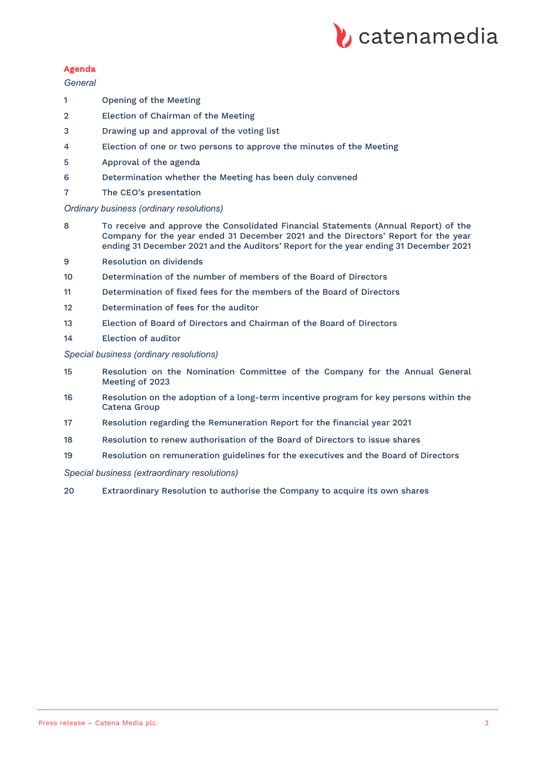## Agenda

*General*

1. Opening of the Meeting
2. Election of Chairman of the Meeting
3. Drawing up and approval of the voting list
4. Election of one or two persons to approve the minutes of the Meeting
5. Approval of the agenda
6. Determination whether the Meeting has been duly convened
7. The CEO's presentation

*Ordinary business (ordinary resolutions)*

8. To receive and approve the Consolidated Financial Statements (Annual Report) of the Company for the year ended 31 December 2021 and the Directors' Report for the year ending 31 December 2021 and the Auditors' Report for the year ending 31 December 2021
9. Resolution on dividends
10. Determination of the number of members of the Board of Directors
11. Determination of fixed fees for the members of the Board of Directors
12. Determination of fees for the auditor
13. Election of Board of Directors and Chairman of the Board of Directors
14. Election of auditor

*Special business (ordinary resolutions)*

15. Resolution on the Nomination Committee of the Company for the Annual General Meeting of 2023
16. Resolution on the adoption of a long-term incentive program for key persons within the Catena Group
17. Resolution regarding the Remuneration Report for the financial year 2021
18. Resolution to renew authorisation of the Board of Directors to issue shares
19. Resolution on remuneration guidelines for the executives and the Board of Directors

*Special business (extraordinary resolutions)*

20. Extraordinary Resolution to authorise the Company to acquire its own shares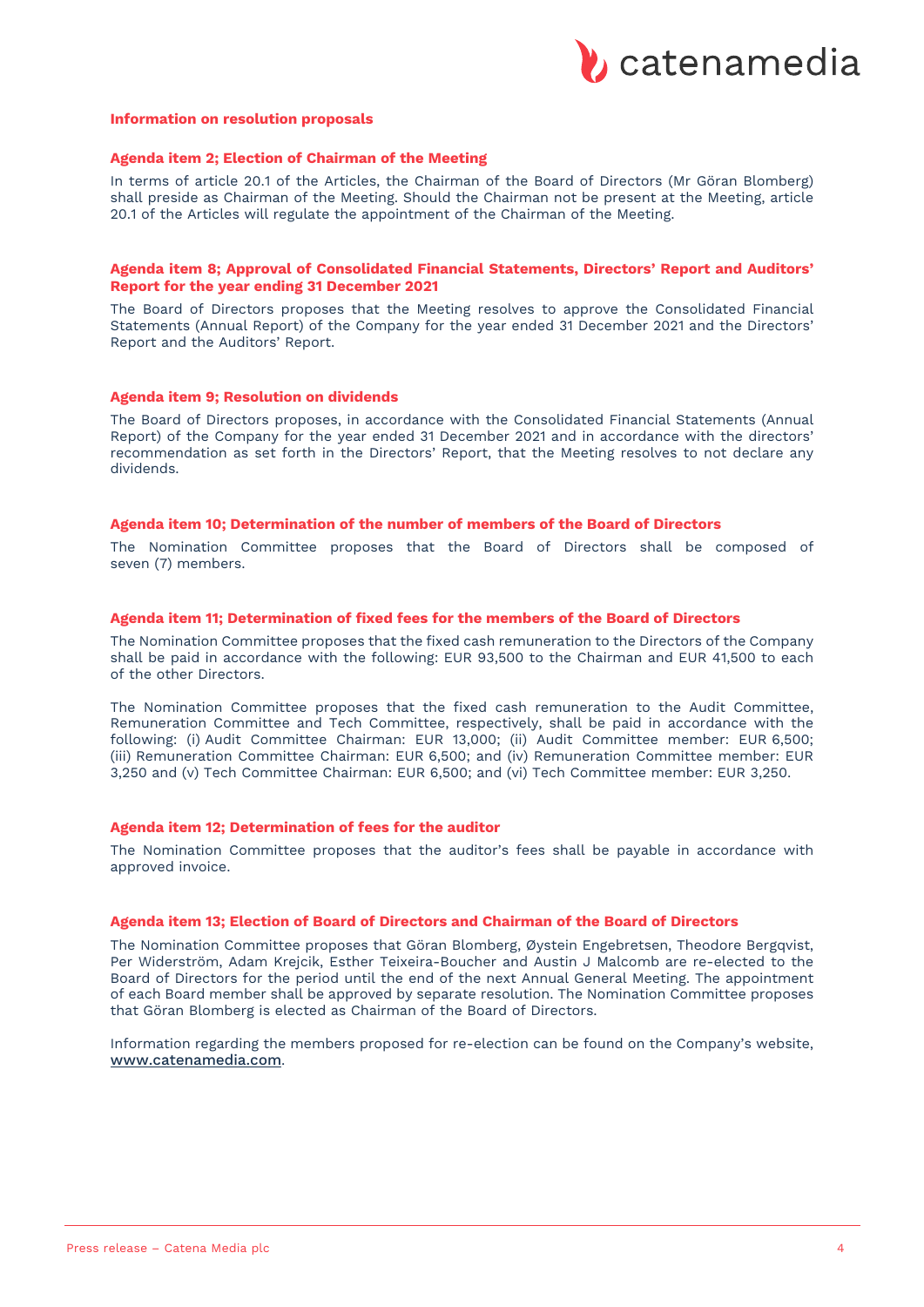## Information on resolution proposals

### Agenda item 2; Election of Chairman of the Meeting

In terms of article 20.1 of the Articles, the Chairman of the Board of Directors (Mr Göran Blomberg) shall preside as Chairman of the Meeting. Should the Chairman not be present at the Meeting, article 20.1 of the Articles will regulate the appointment of the Chairman of the Meeting.

### Agenda item 8; Approval of Consolidated Financial Statements, Directors' Report and Auditors' Report for the year ending 31 December 2021

The Board of Directors proposes that the Meeting resolves to approve the Consolidated Financial Statements (Annual Report) of the Company for the year ended 31 December 2021 and the Directors' Report and the Auditors' Report.

### Agenda item 9; Resolution on dividends

The Board of Directors proposes, in accordance with the Consolidated Financial Statements (Annual Report) of the Company for the year ended 31 December 2021 and in accordance with the directors' recommendation as set forth in the Directors' Report, that the Meeting resolves to not declare any dividends.

### Agenda item 10; Determination of the number of members of the Board of Directors

The Nomination Committee proposes that the Board of Directors shall be composed of seven (7) members.

### Agenda item 11; Determination of fixed fees for the members of the Board of Directors

The Nomination Committee proposes that the fixed cash remuneration to the Directors of the Company shall be paid in accordance with the following: EUR 93,500 to the Chairman and EUR 41,500 to each of the other Directors.

The Nomination Committee proposes that the fixed cash remuneration to the Audit Committee, Remuneration Committee and Tech Committee, respectively, shall be paid in accordance with the following: (i) Audit Committee Chairman: EUR 13,000; (ii) Audit Committee member: EUR 6,500; (iii) Remuneration Committee Chairman: EUR 6,500; and (iv) Remuneration Committee member: EUR 3,250 and (v) Tech Committee Chairman: EUR 6,500; and (vi) Tech Committee member: EUR 3,250.

### Agenda item 12; Determination of fees for the auditor

The Nomination Committee proposes that the auditor's fees shall be payable in accordance with approved invoice.

### Agenda item 13; Election of Board of Directors and Chairman of the Board of Directors

The Nomination Committee proposes that Göran Blomberg, Øystein Engebretsen, Theodore Bergqvist, Per Widerström, Adam Krejcik, Esther Teixeira-Boucher and Austin J Malcomb are re-elected to the Board of Directors for the period until the end of the next Annual General Meeting. The appointment of each Board member shall be approved by separate resolution. The Nomination Committee proposes that Göran Blomberg is elected as Chairman of the Board of Directors.

Information regarding the members proposed for re-election can be found on the Company's website, www.catenamedia.com.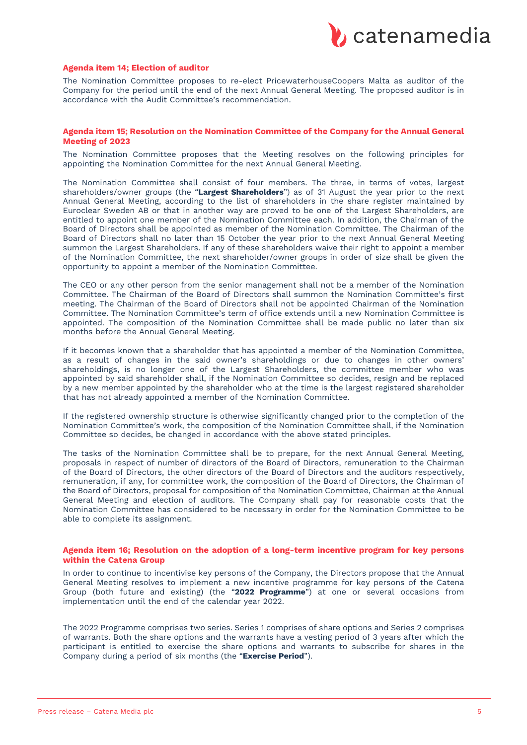**Agenda item 14; Election of auditor**

The Nomination Committee proposes to re-elect PricewaterhouseCoopers Malta as auditor of the Company for the period until the end of the next Annual General Meeting. The proposed auditor is in accordance with the Audit Committee's recommendation.

**Agenda item 15; Resolution on the Nomination Committee of the Company for the Annual General Meeting of 2023**

The Nomination Committee proposes that the Meeting resolves on the following principles for appointing the Nomination Committee for the next Annual General Meeting.

The Nomination Committee shall consist of four members. The three, in terms of votes, largest shareholders/owner groups (the "**Largest Shareholders**") as of 31 August the year prior to the next Annual General Meeting, according to the list of shareholders in the share register maintained by Euroclear Sweden AB or that in another way are proved to be one of the Largest Shareholders, are entitled to appoint one member of the Nomination Committee each. In addition, the Chairman of the Board of Directors shall be appointed as member of the Nomination Committee. The Chairman of the Board of Directors shall no later than 15 October the year prior to the next Annual General Meeting summon the Largest Shareholders. If any of these shareholders waive their right to appoint a member of the Nomination Committee, the next shareholder/owner groups in order of size shall be given the opportunity to appoint a member of the Nomination Committee.

The CEO or any other person from the senior management shall not be a member of the Nomination Committee. The Chairman of the Board of Directors shall summon the Nomination Committee's first meeting. The Chairman of the Board of Directors shall not be appointed Chairman of the Nomination Committee. The Nomination Committee's term of office extends until a new Nomination Committee is appointed. The composition of the Nomination Committee shall be made public no later than six months before the Annual General Meeting.

If it becomes known that a shareholder that has appointed a member of the Nomination Committee, as a result of changes in the said owner's shareholdings or due to changes in other owners' shareholdings, is no longer one of the Largest Shareholders, the committee member who was appointed by said shareholder shall, if the Nomination Committee so decides, resign and be replaced by a new member appointed by the shareholder who at the time is the largest registered shareholder that has not already appointed a member of the Nomination Committee.

If the registered ownership structure is otherwise significantly changed prior to the completion of the Nomination Committee's work, the composition of the Nomination Committee shall, if the Nomination Committee so decides, be changed in accordance with the above stated principles.

The tasks of the Nomination Committee shall be to prepare, for the next Annual General Meeting, proposals in respect of number of directors of the Board of Directors, remuneration to the Chairman of the Board of Directors, the other directors of the Board of Directors and the auditors respectively, remuneration, if any, for committee work, the composition of the Board of Directors, the Chairman of the Board of Directors, proposal for composition of the Nomination Committee, Chairman at the Annual General Meeting and election of auditors. The Company shall pay for reasonable costs that the Nomination Committee has considered to be necessary in order for the Nomination Committee to be able to complete its assignment.

**Agenda item 16; Resolution on the adoption of a long-term incentive program for key persons within the Catena Group**

In order to continue to incentivise key persons of the Company, the Directors propose that the Annual General Meeting resolves to implement a new incentive programme for key persons of the Catena Group (both future and existing) (the "**2022 Programme**") at one or several occasions from implementation until the end of the calendar year 2022.

The 2022 Programme comprises two series. Series 1 comprises of share options and Series 2 comprises of warrants. Both the share options and the warrants have a vesting period of 3 years after which the participant is entitled to exercise the share options and warrants to subscribe for shares in the Company during a period of six months (the "**Exercise Period**").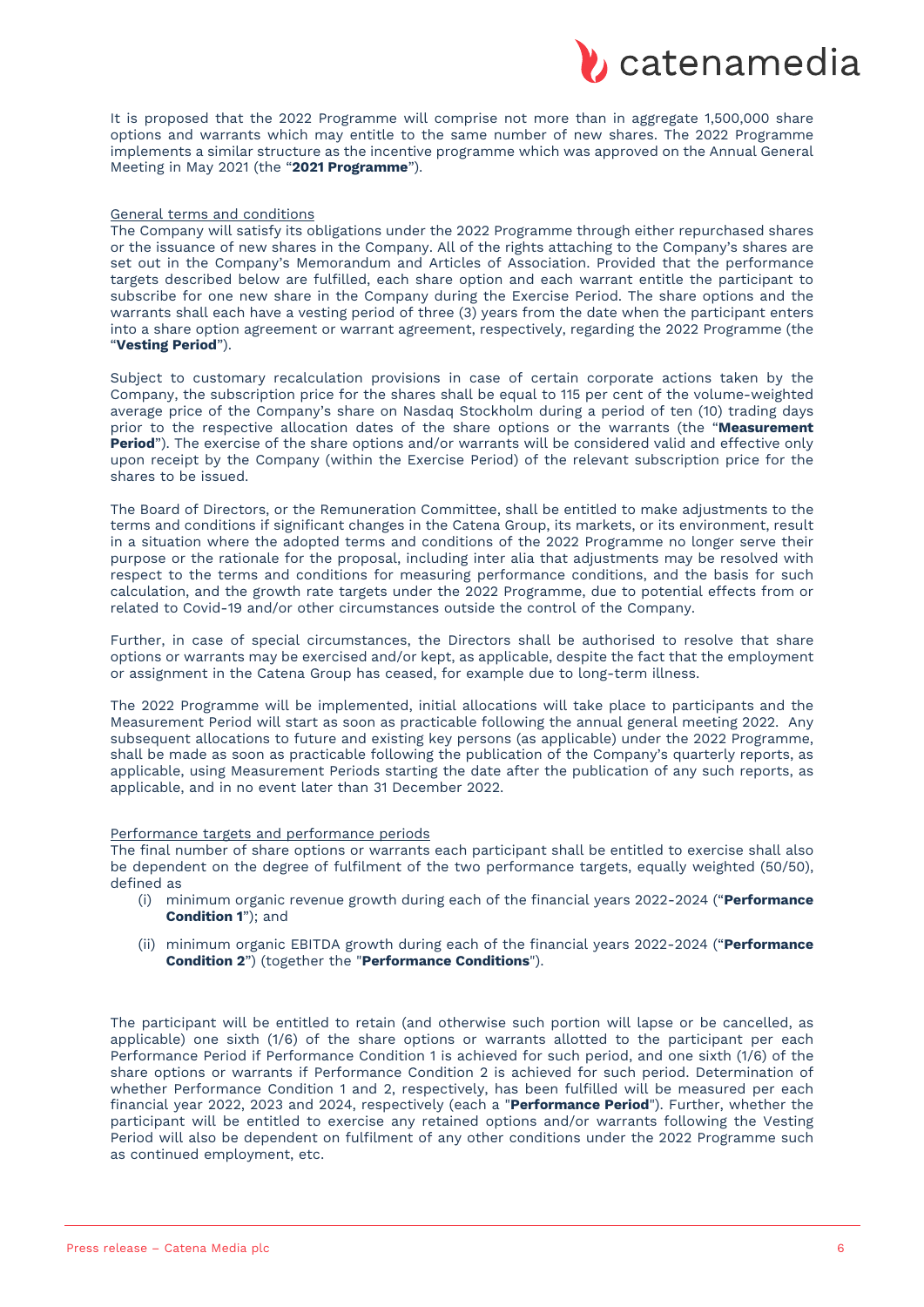It is proposed that the 2022 Programme will comprise not more than in aggregate 1,500,000 share options and warrants which may entitle to the same number of new shares. The 2022 Programme implements a similar structure as the incentive programme which was approved on the Annual General Meeting in May 2021 (the "**2021 Programme**").

General terms and conditions

The Company will satisfy its obligations under the 2022 Programme through either repurchased shares or the issuance of new shares in the Company. All of the rights attaching to the Company's shares are set out in the Company's Memorandum and Articles of Association. Provided that the performance targets described below are fulfilled, each share option and each warrant entitle the participant to subscribe for one new share in the Company during the Exercise Period. The share options and the warrants shall each have a vesting period of three (3) years from the date when the participant enters into a share option agreement or warrant agreement, respectively, regarding the 2022 Programme (the "**Vesting Period**").

Subject to customary recalculation provisions in case of certain corporate actions taken by the Company, the subscription price for the shares shall be equal to 115 per cent of the volume-weighted average price of the Company's share on Nasdaq Stockholm during a period of ten (10) trading days prior to the respective allocation dates of the share options or the warrants (the "**Measurement Period**"). The exercise of the share options and/or warrants will be considered valid and effective only upon receipt by the Company (within the Exercise Period) of the relevant subscription price for the shares to be issued.

The Board of Directors, or the Remuneration Committee, shall be entitled to make adjustments to the terms and conditions if significant changes in the Catena Group, its markets, or its environment, result in a situation where the adopted terms and conditions of the 2022 Programme no longer serve their purpose or the rationale for the proposal, including inter alia that adjustments may be resolved with respect to the terms and conditions for measuring performance conditions, and the basis for such calculation, and the growth rate targets under the 2022 Programme, due to potential effects from or related to Covid-19 and/or other circumstances outside the control of the Company.

Further, in case of special circumstances, the Directors shall be authorised to resolve that share options or warrants may be exercised and/or kept, as applicable, despite the fact that the employment or assignment in the Catena Group has ceased, for example due to long-term illness.

The 2022 Programme will be implemented, initial allocations will take place to participants and the Measurement Period will start as soon as practicable following the annual general meeting 2022. Any subsequent allocations to future and existing key persons (as applicable) under the 2022 Programme, shall be made as soon as practicable following the publication of the Company's quarterly reports, as applicable, using Measurement Periods starting the date after the publication of any such reports, as applicable, and in no event later than 31 December 2022.

Performance targets and performance periods

The final number of share options or warrants each participant shall be entitled to exercise shall also be dependent on the degree of fulfilment of the two performance targets, equally weighted (50/50), defined as

(i) minimum organic revenue growth during each of the financial years 2022-2024 ("**Performance Condition 1**"); and

(ii) minimum organic EBITDA growth during each of the financial years 2022-2024 ("**Performance Condition 2**") (together the "**Performance Conditions**").

The participant will be entitled to retain (and otherwise such portion will lapse or be cancelled, as applicable) one sixth (1/6) of the share options or warrants allotted to the participant per each Performance Period if Performance Condition 1 is achieved for such period, and one sixth (1/6) of the share options or warrants if Performance Condition 2 is achieved for such period. Determination of whether Performance Condition 1 and 2, respectively, has been fulfilled will be measured per each financial year 2022, 2023 and 2024, respectively (each a "**Performance Period**"). Further, whether the participant will be entitled to exercise any retained options and/or warrants following the Vesting Period will also be dependent on fulfilment of any other conditions under the 2022 Programme such as continued employment, etc.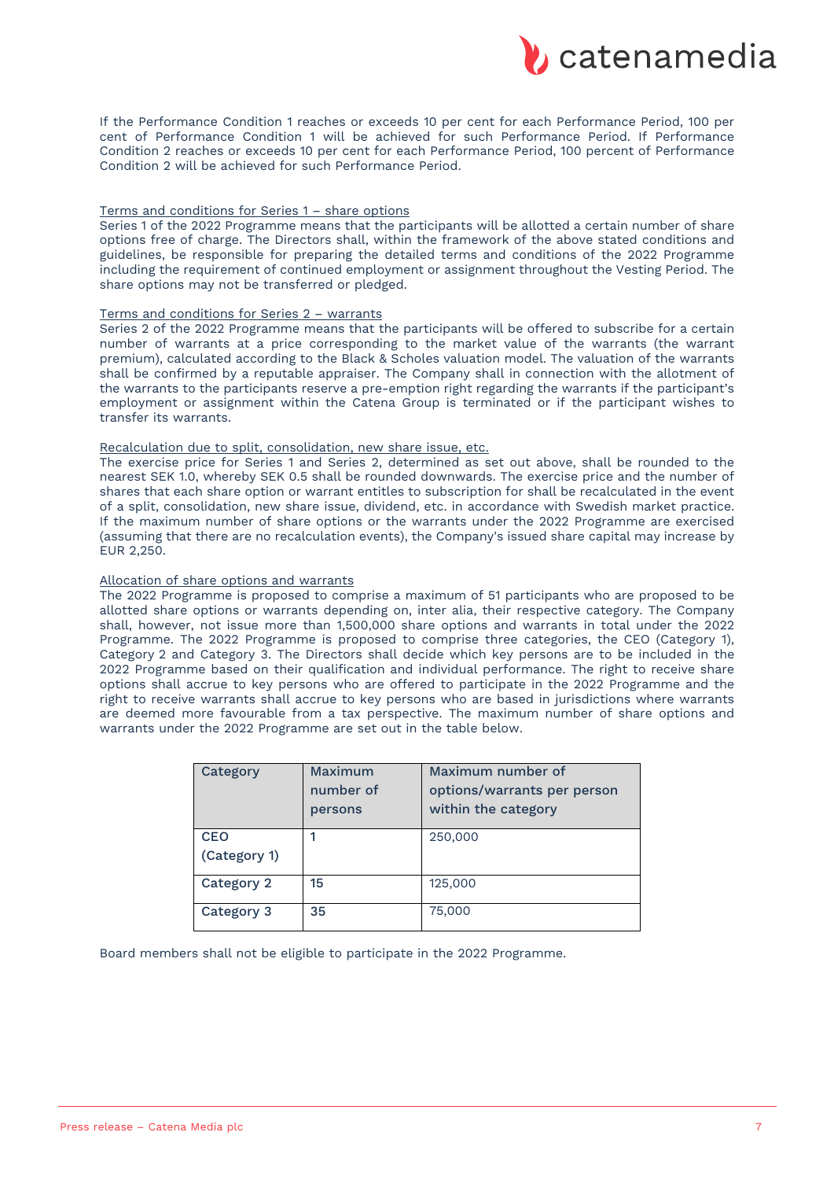If the Performance Condition 1 reaches or exceeds 10 per cent for each Performance Period, 100 per cent of Performance Condition 1 will be achieved for such Performance Period. If Performance Condition 2 reaches or exceeds 10 per cent for each Performance Period, 100 percent of Performance Condition 2 will be achieved for such Performance Period.

Terms and conditions for Series 1 – share options

Series 1 of the 2022 Programme means that the participants will be allotted a certain number of share options free of charge. The Directors shall, within the framework of the above stated conditions and guidelines, be responsible for preparing the detailed terms and conditions of the 2022 Programme including the requirement of continued employment or assignment throughout the Vesting Period. The share options may not be transferred or pledged.

Terms and conditions for Series 2 – warrants

Series 2 of the 2022 Programme means that the participants will be offered to subscribe for a certain number of warrants at a price corresponding to the market value of the warrants (the warrant premium), calculated according to the Black & Scholes valuation model. The valuation of the warrants shall be confirmed by a reputable appraiser. The Company shall in connection with the allotment of the warrants to the participants reserve a pre-emption right regarding the warrants if the participant's employment or assignment within the Catena Group is terminated or if the participant wishes to transfer its warrants.

Recalculation due to split, consolidation, new share issue, etc.

The exercise price for Series 1 and Series 2, determined as set out above, shall be rounded to the nearest SEK 1.0, whereby SEK 0.5 shall be rounded downwards. The exercise price and the number of shares that each share option or warrant entitles to subscription for shall be recalculated in the event of a split, consolidation, new share issue, dividend, etc. in accordance with Swedish market practice. If the maximum number of share options or the warrants under the 2022 Programme are exercised (assuming that there are no recalculation events), the Company's issued share capital may increase by EUR 2,250.

Allocation of share options and warrants

The 2022 Programme is proposed to comprise a maximum of 51 participants who are proposed to be allotted share options or warrants depending on, inter alia, their respective category. The Company shall, however, not issue more than 1,500,000 share options and warrants in total under the 2022 Programme. The 2022 Programme is proposed to comprise three categories, the CEO (Category 1), Category 2 and Category 3. The Directors shall decide which key persons are to be included in the 2022 Programme based on their qualification and individual performance. The right to receive share options shall accrue to key persons who are offered to participate in the 2022 Programme and the right to receive warrants shall accrue to key persons who are based in jurisdictions where warrants are deemed more favourable from a tax perspective. The maximum number of share options and warrants under the 2022 Programme are set out in the table below.

| Category | Maximum number of persons | Maximum number of options/warrants per person within the category |
|---|---|---|
| CEO (Category 1) | 1 | 250,000 |
| Category 2 | 15 | 125,000 |
| Category 3 | 35 | 75,000 |

Board members shall not be eligible to participate in the 2022 Programme.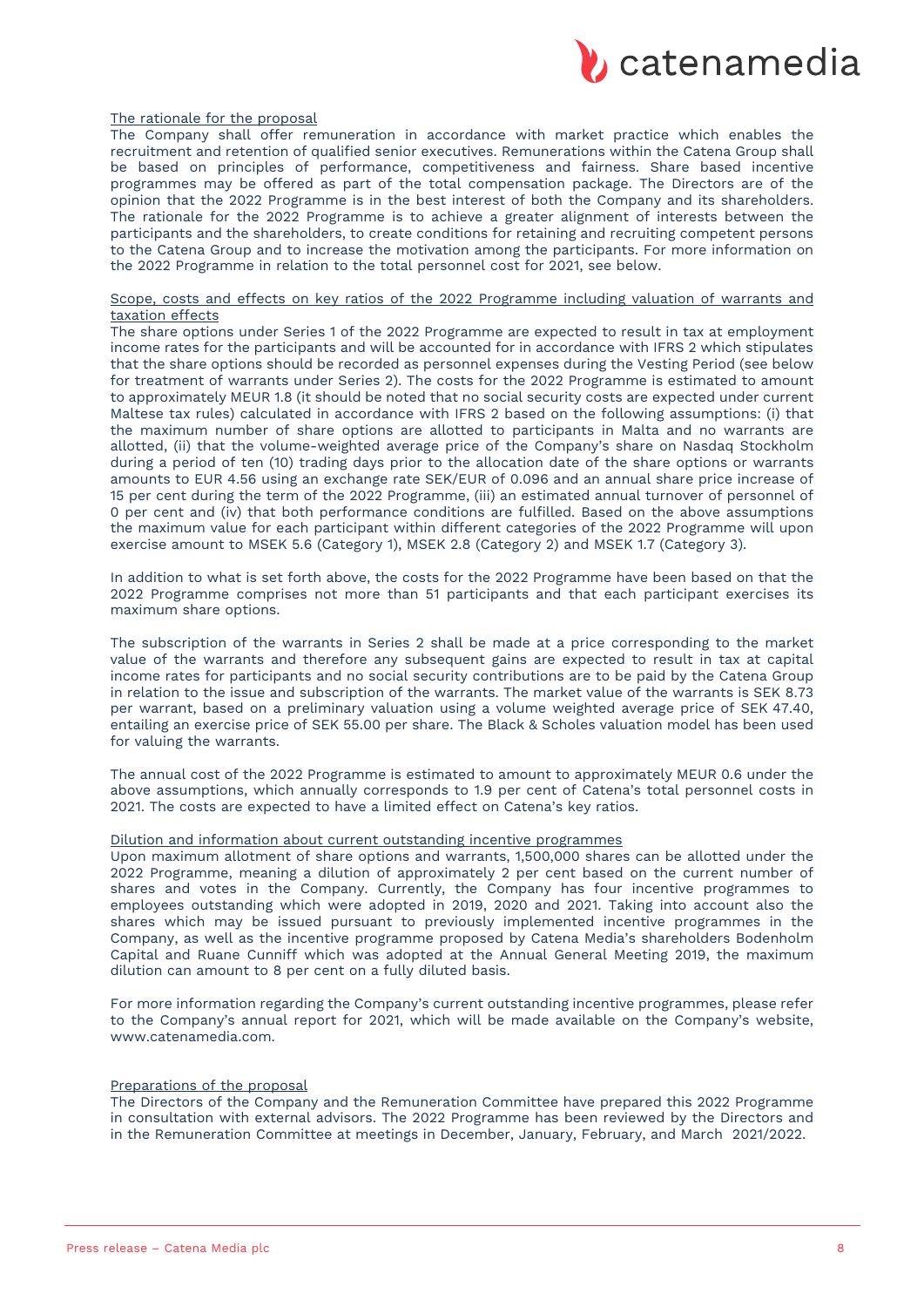The rationale for the proposal

The Company shall offer remuneration in accordance with market practice which enables the recruitment and retention of qualified senior executives. Remunerations within the Catena Group shall be based on principles of performance, competitiveness and fairness. Share based incentive programmes may be offered as part of the total compensation package. The Directors are of the opinion that the 2022 Programme is in the best interest of both the Company and its shareholders. The rationale for the 2022 Programme is to achieve a greater alignment of interests between the participants and the shareholders, to create conditions for retaining and recruiting competent persons to the Catena Group and to increase the motivation among the participants. For more information on the 2022 Programme in relation to the total personnel cost for 2021, see below.

Scope, costs and effects on key ratios of the 2022 Programme including valuation of warrants and taxation effects

The share options under Series 1 of the 2022 Programme are expected to result in tax at employment income rates for the participants and will be accounted for in accordance with IFRS 2 which stipulates that the share options should be recorded as personnel expenses during the Vesting Period (see below for treatment of warrants under Series 2). The costs for the 2022 Programme is estimated to amount to approximately MEUR 1.8 (it should be noted that no social security costs are expected under current Maltese tax rules) calculated in accordance with IFRS 2 based on the following assumptions: (i) that the maximum number of share options are allotted to participants in Malta and no warrants are allotted, (ii) that the volume-weighted average price of the Company's share on Nasdaq Stockholm during a period of ten (10) trading days prior to the allocation date of the share options or warrants amounts to EUR 4.56 using an exchange rate SEK/EUR of 0.096 and an annual share price increase of 15 per cent during the term of the 2022 Programme, (iii) an estimated annual turnover of personnel of 0 per cent and (iv) that both performance conditions are fulfilled. Based on the above assumptions the maximum value for each participant within different categories of the 2022 Programme will upon exercise amount to MSEK 5.6 (Category 1), MSEK 2.8 (Category 2) and MSEK 1.7 (Category 3).

In addition to what is set forth above, the costs for the 2022 Programme have been based on that the 2022 Programme comprises not more than 51 participants and that each participant exercises its maximum share options.

The subscription of the warrants in Series 2 shall be made at a price corresponding to the market value of the warrants and therefore any subsequent gains are expected to result in tax at capital income rates for participants and no social security contributions are to be paid by the Catena Group in relation to the issue and subscription of the warrants. The market value of the warrants is SEK 8.73 per warrant, based on a preliminary valuation using a volume weighted average price of SEK 47.40, entailing an exercise price of SEK 55.00 per share. The Black & Scholes valuation model has been used for valuing the warrants.

The annual cost of the 2022 Programme is estimated to amount to approximately MEUR 0.6 under the above assumptions, which annually corresponds to 1.9 per cent of Catena's total personnel costs in 2021. The costs are expected to have a limited effect on Catena's key ratios.

Dilution and information about current outstanding incentive programmes

Upon maximum allotment of share options and warrants, 1,500,000 shares can be allotted under the 2022 Programme, meaning a dilution of approximately 2 per cent based on the current number of shares and votes in the Company. Currently, the Company has four incentive programmes to employees outstanding which were adopted in 2019, 2020 and 2021. Taking into account also the shares which may be issued pursuant to previously implemented incentive programmes in the Company, as well as the incentive programme proposed by Catena Media's shareholders Bodenholm Capital and Ruane Cunniff which was adopted at the Annual General Meeting 2019, the maximum dilution can amount to 8 per cent on a fully diluted basis.

For more information regarding the Company's current outstanding incentive programmes, please refer to the Company's annual report for 2021, which will be made available on the Company's website, www.catenamedia.com.

Preparations of the proposal

The Directors of the Company and the Remuneration Committee have prepared this 2022 Programme in consultation with external advisors. The 2022 Programme has been reviewed by the Directors and in the Remuneration Committee at meetings in December, January, February, and March 2021/2022.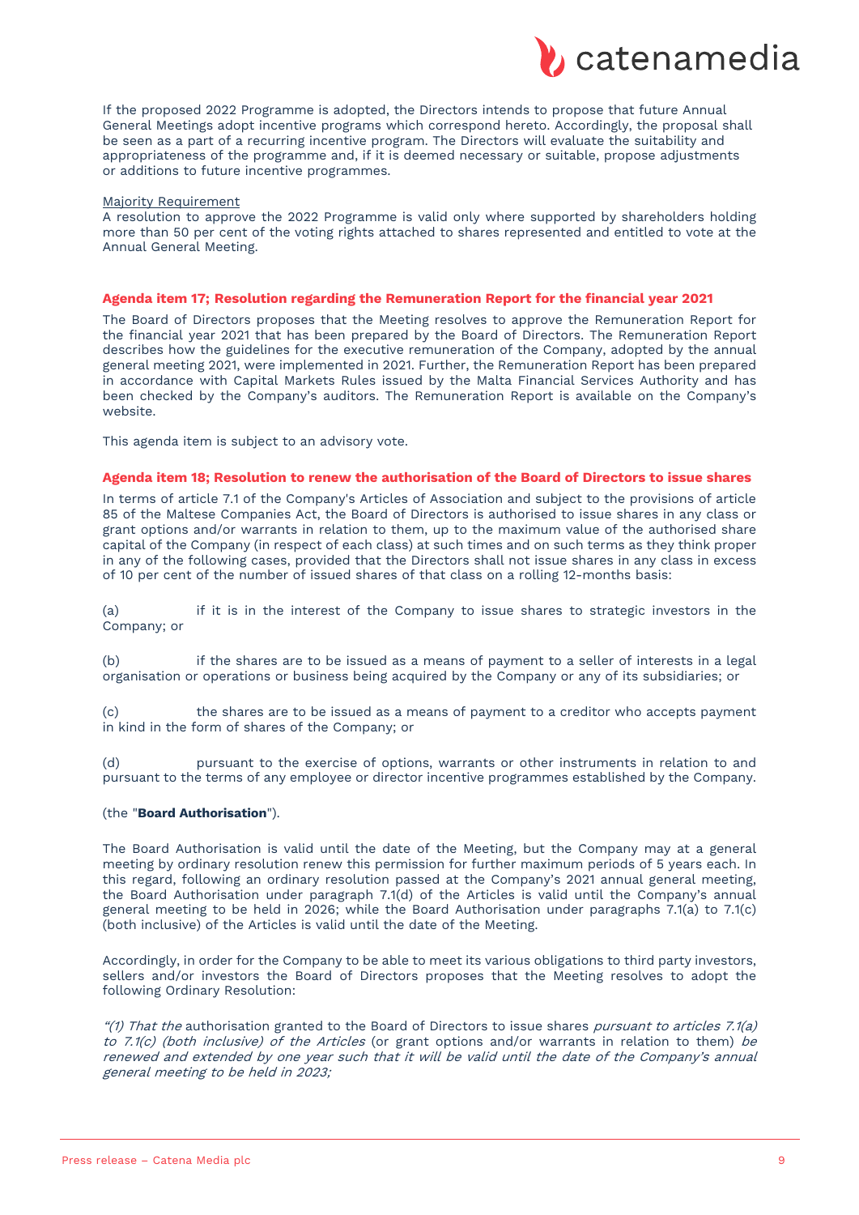If the proposed 2022 Programme is adopted, the Directors intends to propose that future Annual General Meetings adopt incentive programs which correspond hereto. Accordingly, the proposal shall be seen as a part of a recurring incentive program. The Directors will evaluate the suitability and appropriateness of the programme and, if it is deemed necessary or suitable, propose adjustments or additions to future incentive programmes.

Majority Requirement
A resolution to approve the 2022 Programme is valid only where supported by shareholders holding more than 50 per cent of the voting rights attached to shares represented and entitled to vote at the Annual General Meeting.

### Agenda item 17; Resolution regarding the Remuneration Report for the financial year 2021

The Board of Directors proposes that the Meeting resolves to approve the Remuneration Report for the financial year 2021 that has been prepared by the Board of Directors. The Remuneration Report describes how the guidelines for the executive remuneration of the Company, adopted by the annual general meeting 2021, were implemented in 2021. Further, the Remuneration Report has been prepared in accordance with Capital Markets Rules issued by the Malta Financial Services Authority and has been checked by the Company's auditors. The Remuneration Report is available on the Company's website.

This agenda item is subject to an advisory vote.

### Agenda item 18; Resolution to renew the authorisation of the Board of Directors to issue shares

In terms of article 7.1 of the Company's Articles of Association and subject to the provisions of article 85 of the Maltese Companies Act, the Board of Directors is authorised to issue shares in any class or grant options and/or warrants in relation to them, up to the maximum value of the authorised share capital of the Company (in respect of each class) at such times and on such terms as they think proper in any of the following cases, provided that the Directors shall not issue shares in any class in excess of 10 per cent of the number of issued shares of that class on a rolling 12-months basis:

(a) if it is in the interest of the Company to issue shares to strategic investors in the Company; or

(b) if the shares are to be issued as a means of payment to a seller of interests in a legal organisation or operations or business being acquired by the Company or any of its subsidiaries; or

(c) the shares are to be issued as a means of payment to a creditor who accepts payment in kind in the form of shares of the Company; or

(d) pursuant to the exercise of options, warrants or other instruments in relation to and pursuant to the terms of any employee or director incentive programmes established by the Company.

(the "**Board Authorisation**").

The Board Authorisation is valid until the date of the Meeting, but the Company may at a general meeting by ordinary resolution renew this permission for further maximum periods of 5 years each. In this regard, following an ordinary resolution passed at the Company's 2021 annual general meeting, the Board Authorisation under paragraph 7.1(d) of the Articles is valid until the Company's annual general meeting to be held in 2026; while the Board Authorisation under paragraphs 7.1(a) to 7.1(c) (both inclusive) of the Articles is valid until the date of the Meeting.

Accordingly, in order for the Company to be able to meet its various obligations to third party investors, sellers and/or investors the Board of Directors proposes that the Meeting resolves to adopt the following Ordinary Resolution:

*"(1) That the* authorisation granted to the Board of Directors to issue shares *pursuant to articles 7.1(a) to 7.1(c) (both inclusive) of the Articles* (or grant options and/or warrants in relation to them) *be renewed and extended by one year such that it will be valid until the date of the Company's annual general meeting to be held in 2023;*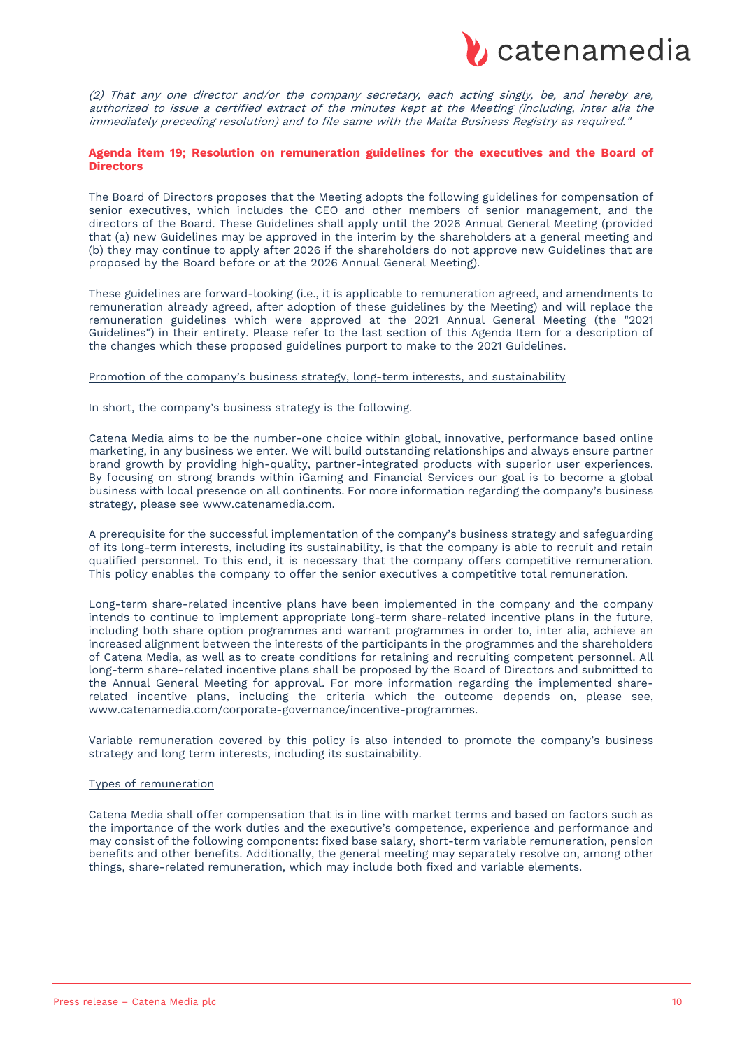*(2) That any one director and/or the company secretary, each acting singly, be, and hereby are, authorized to issue a certified extract of the minutes kept at the Meeting (including, inter alia the immediately preceding resolution) and to file same with the Malta Business Registry as required."*

## Agenda item 19; Resolution on remuneration guidelines for the executives and the Board of Directors

The Board of Directors proposes that the Meeting adopts the following guidelines for compensation of senior executives, which includes the CEO and other members of senior management, and the directors of the Board. These Guidelines shall apply until the 2026 Annual General Meeting (provided that (a) new Guidelines may be approved in the interim by the shareholders at a general meeting and (b) they may continue to apply after 2026 if the shareholders do not approve new Guidelines that are proposed by the Board before or at the 2026 Annual General Meeting).

These guidelines are forward-looking (i.e., it is applicable to remuneration agreed, and amendments to remuneration already agreed, after adoption of these guidelines by the Meeting) and will replace the remuneration guidelines which were approved at the 2021 Annual General Meeting (the "2021 Guidelines") in their entirety. Please refer to the last section of this Agenda Item for a description of the changes which these proposed guidelines purport to make to the 2021 Guidelines.

<u>Promotion of the company's business strategy, long-term interests, and sustainability</u>

In short, the company's business strategy is the following.

Catena Media aims to be the number-one choice within global, innovative, performance based online marketing, in any business we enter. We will build outstanding relationships and always ensure partner brand growth by providing high-quality, partner-integrated products with superior user experiences. By focusing on strong brands within iGaming and Financial Services our goal is to become a global business with local presence on all continents. For more information regarding the company's business strategy, please see www.catenamedia.com.

A prerequisite for the successful implementation of the company's business strategy and safeguarding of its long-term interests, including its sustainability, is that the company is able to recruit and retain qualified personnel. To this end, it is necessary that the company offers competitive remuneration. This policy enables the company to offer the senior executives a competitive total remuneration.

Long-term share-related incentive plans have been implemented in the company and the company intends to continue to implement appropriate long-term share-related incentive plans in the future, including both share option programmes and warrant programmes in order to, inter alia, achieve an increased alignment between the interests of the participants in the programmes and the shareholders of Catena Media, as well as to create conditions for retaining and recruiting competent personnel. All long-term share-related incentive plans shall be proposed by the Board of Directors and submitted to the Annual General Meeting for approval. For more information regarding the implemented share-related incentive plans, including the criteria which the outcome depends on, please see, www.catenamedia.com/corporate-governance/incentive-programmes.

Variable remuneration covered by this policy is also intended to promote the company's business strategy and long term interests, including its sustainability.

<u>Types of remuneration</u>

Catena Media shall offer compensation that is in line with market terms and based on factors such as the importance of the work duties and the executive's competence, experience and performance and may consist of the following components: fixed base salary, short-term variable remuneration, pension benefits and other benefits. Additionally, the general meeting may separately resolve on, among other things, share-related remuneration, which may include both fixed and variable elements.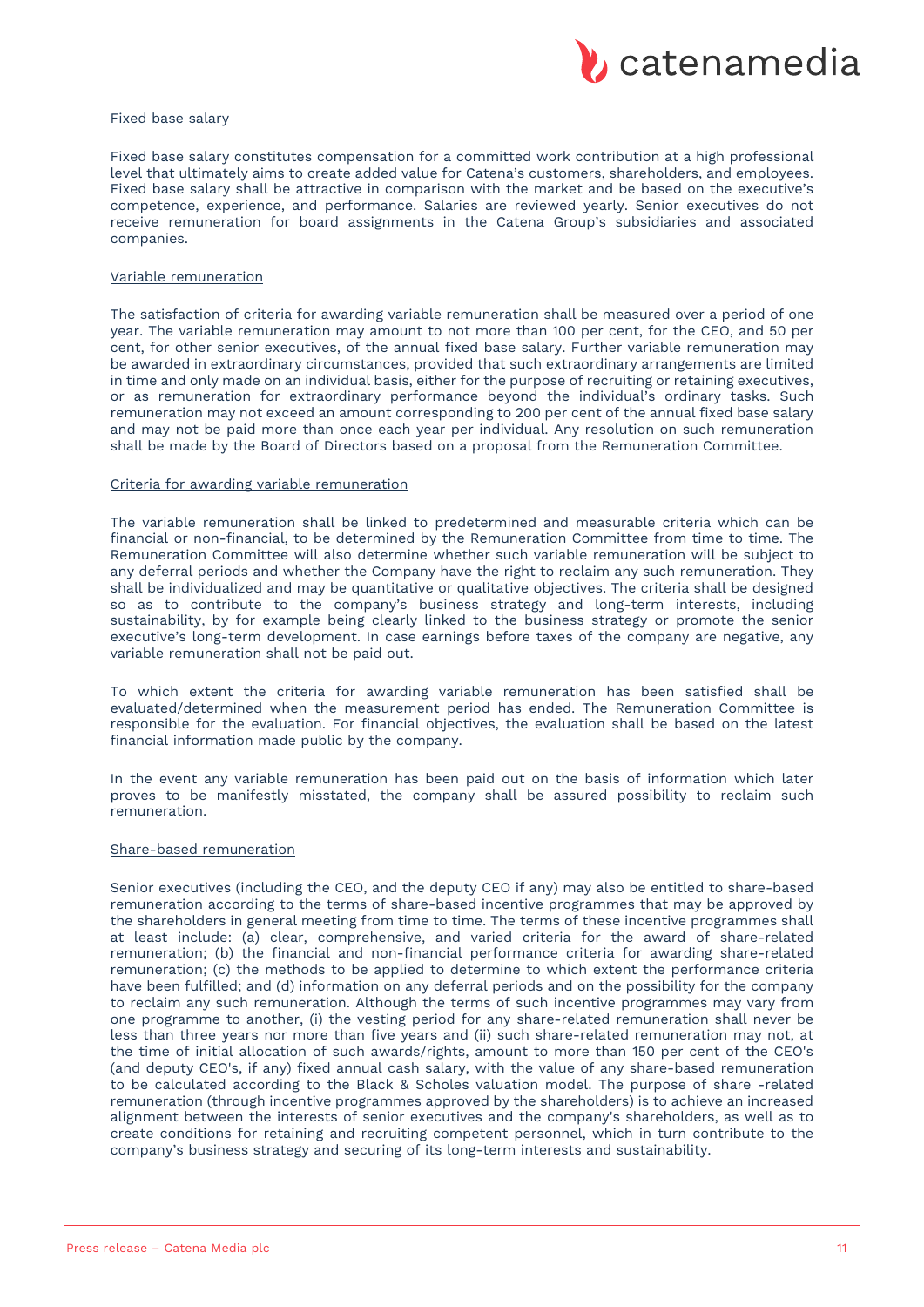Fixed base salary

Fixed base salary constitutes compensation for a committed work contribution at a high professional level that ultimately aims to create added value for Catena's customers, shareholders, and employees. Fixed base salary shall be attractive in comparison with the market and be based on the executive's competence, experience, and performance. Salaries are reviewed yearly. Senior executives do not receive remuneration for board assignments in the Catena Group's subsidiaries and associated companies.

Variable remuneration

The satisfaction of criteria for awarding variable remuneration shall be measured over a period of one year. The variable remuneration may amount to not more than 100 per cent, for the CEO, and 50 per cent, for other senior executives, of the annual fixed base salary. Further variable remuneration may be awarded in extraordinary circumstances, provided that such extraordinary arrangements are limited in time and only made on an individual basis, either for the purpose of recruiting or retaining executives, or as remuneration for extraordinary performance beyond the individual's ordinary tasks. Such remuneration may not exceed an amount corresponding to 200 per cent of the annual fixed base salary and may not be paid more than once each year per individual. Any resolution on such remuneration shall be made by the Board of Directors based on a proposal from the Remuneration Committee.

Criteria for awarding variable remuneration

The variable remuneration shall be linked to predetermined and measurable criteria which can be financial or non-financial, to be determined by the Remuneration Committee from time to time. The Remuneration Committee will also determine whether such variable remuneration will be subject to any deferral periods and whether the Company have the right to reclaim any such remuneration. They shall be individualized and may be quantitative or qualitative objectives. The criteria shall be designed so as to contribute to the company's business strategy and long-term interests, including sustainability, by for example being clearly linked to the business strategy or promote the senior executive's long-term development. In case earnings before taxes of the company are negative, any variable remuneration shall not be paid out.

To which extent the criteria for awarding variable remuneration has been satisfied shall be evaluated/determined when the measurement period has ended. The Remuneration Committee is responsible for the evaluation. For financial objectives, the evaluation shall be based on the latest financial information made public by the company.

In the event any variable remuneration has been paid out on the basis of information which later proves to be manifestly misstated, the company shall be assured possibility to reclaim such remuneration.

Share-based remuneration

Senior executives (including the CEO, and the deputy CEO if any) may also be entitled to share-based remuneration according to the terms of share-based incentive programmes that may be approved by the shareholders in general meeting from time to time. The terms of these incentive programmes shall at least include: (a) clear, comprehensive, and varied criteria for the award of share-related remuneration; (b) the financial and non-financial performance criteria for awarding share-related remuneration; (c) the methods to be applied to determine to which extent the performance criteria have been fulfilled; and (d) information on any deferral periods and on the possibility for the company to reclaim any such remuneration. Although the terms of such incentive programmes may vary from one programme to another, (i) the vesting period for any share-related remuneration shall never be less than three years nor more than five years and (ii) such share-related remuneration may not, at the time of initial allocation of such awards/rights, amount to more than 150 per cent of the CEO's (and deputy CEO's, if any) fixed annual cash salary, with the value of any share-based remuneration to be calculated according to the Black & Scholes valuation model. The purpose of share -related remuneration (through incentive programmes approved by the shareholders) is to achieve an increased alignment between the interests of senior executives and the company's shareholders, as well as to create conditions for retaining and recruiting competent personnel, which in turn contribute to the company's business strategy and securing of its long-term interests and sustainability.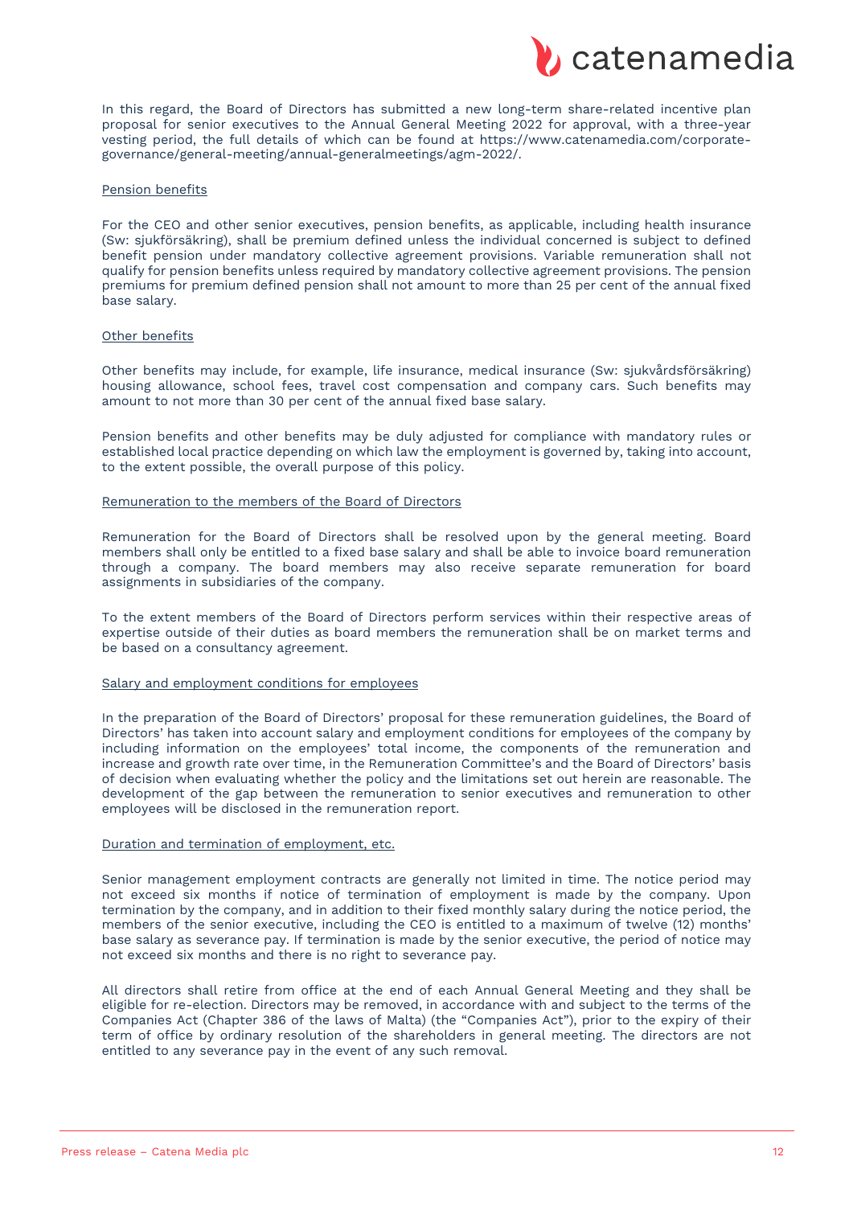In this regard, the Board of Directors has submitted a new long-term share-related incentive plan proposal for senior executives to the Annual General Meeting 2022 for approval, with a three-year vesting period, the full details of which can be found at https://www.catenamedia.com/corporate-governance/general-meeting/annual-generalmeetings/agm-2022/.

Pension benefits

For the CEO and other senior executives, pension benefits, as applicable, including health insurance (Sw: sjukförsäkring), shall be premium defined unless the individual concerned is subject to defined benefit pension under mandatory collective agreement provisions. Variable remuneration shall not qualify for pension benefits unless required by mandatory collective agreement provisions. The pension premiums for premium defined pension shall not amount to more than 25 per cent of the annual fixed base salary.

Other benefits

Other benefits may include, for example, life insurance, medical insurance (Sw: sjukvårdsförsäkring) housing allowance, school fees, travel cost compensation and company cars. Such benefits may amount to not more than 30 per cent of the annual fixed base salary.

Pension benefits and other benefits may be duly adjusted for compliance with mandatory rules or established local practice depending on which law the employment is governed by, taking into account, to the extent possible, the overall purpose of this policy.

Remuneration to the members of the Board of Directors

Remuneration for the Board of Directors shall be resolved upon by the general meeting. Board members shall only be entitled to a fixed base salary and shall be able to invoice board remuneration through a company. The board members may also receive separate remuneration for board assignments in subsidiaries of the company.

To the extent members of the Board of Directors perform services within their respective areas of expertise outside of their duties as board members the remuneration shall be on market terms and be based on a consultancy agreement.

Salary and employment conditions for employees

In the preparation of the Board of Directors' proposal for these remuneration guidelines, the Board of Directors' has taken into account salary and employment conditions for employees of the company by including information on the employees' total income, the components of the remuneration and increase and growth rate over time, in the Remuneration Committee's and the Board of Directors' basis of decision when evaluating whether the policy and the limitations set out herein are reasonable. The development of the gap between the remuneration to senior executives and remuneration to other employees will be disclosed in the remuneration report.

Duration and termination of employment, etc.

Senior management employment contracts are generally not limited in time. The notice period may not exceed six months if notice of termination of employment is made by the company. Upon termination by the company, and in addition to their fixed monthly salary during the notice period, the members of the senior executive, including the CEO is entitled to a maximum of twelve (12) months' base salary as severance pay. If termination is made by the senior executive, the period of notice may not exceed six months and there is no right to severance pay.

All directors shall retire from office at the end of each Annual General Meeting and they shall be eligible for re-election. Directors may be removed, in accordance with and subject to the terms of the Companies Act (Chapter 386 of the laws of Malta) (the "Companies Act"), prior to the expiry of their term of office by ordinary resolution of the shareholders in general meeting. The directors are not entitled to any severance pay in the event of any such removal.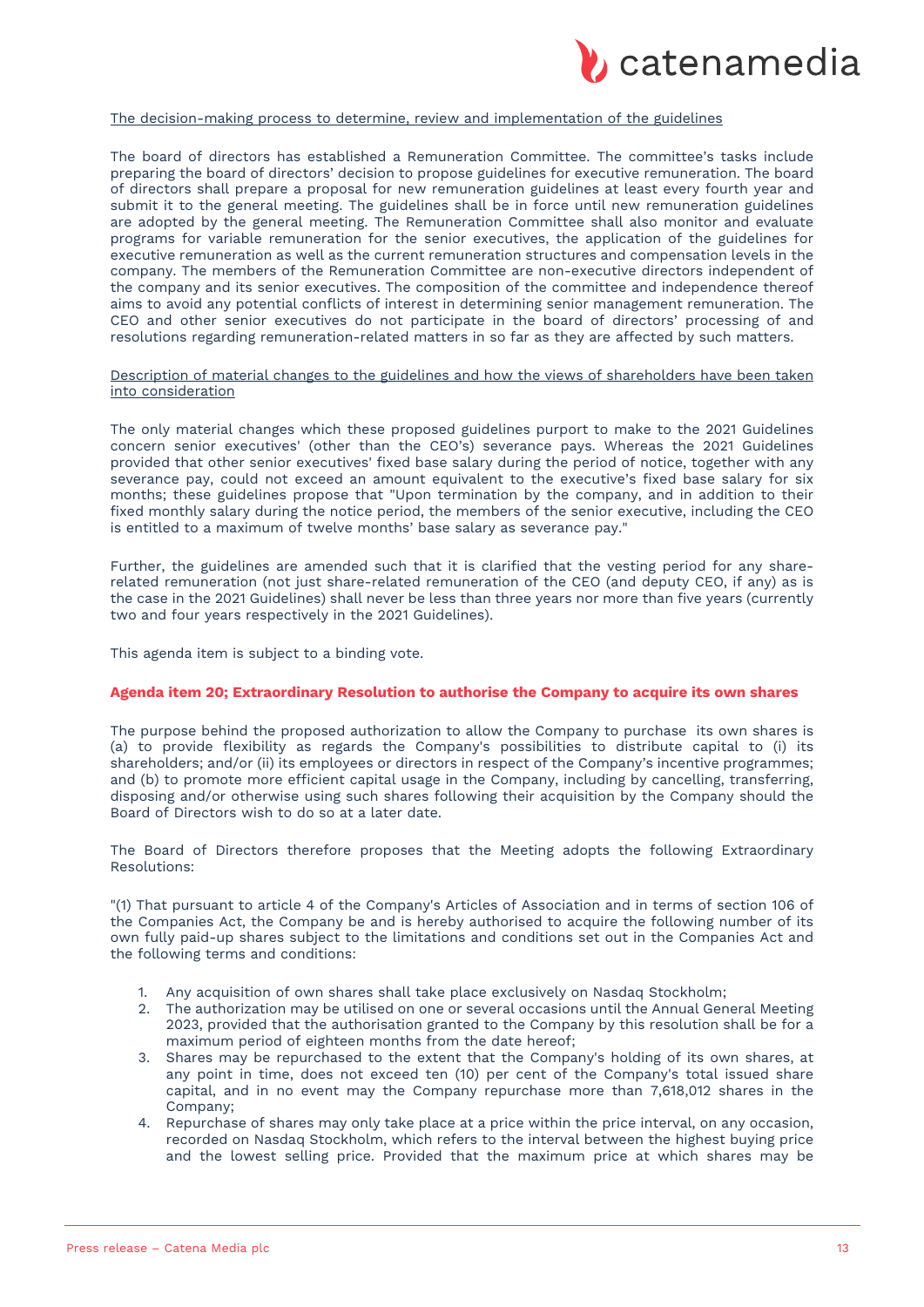The decision-making process to determine, review and implementation of the guidelines

The board of directors has established a Remuneration Committee. The committee's tasks include preparing the board of directors' decision to propose guidelines for executive remuneration. The board of directors shall prepare a proposal for new remuneration guidelines at least every fourth year and submit it to the general meeting. The guidelines shall be in force until new remuneration guidelines are adopted by the general meeting. The Remuneration Committee shall also monitor and evaluate programs for variable remuneration for the senior executives, the application of the guidelines for executive remuneration as well as the current remuneration structures and compensation levels in the company. The members of the Remuneration Committee are non-executive directors independent of the company and its senior executives. The composition of the committee and independence thereof aims to avoid any potential conflicts of interest in determining senior management remuneration. The CEO and other senior executives do not participate in the board of directors' processing of and resolutions regarding remuneration-related matters in so far as they are affected by such matters.

Description of material changes to the guidelines and how the views of shareholders have been taken into consideration

The only material changes which these proposed guidelines purport to make to the 2021 Guidelines concern senior executives' (other than the CEO's) severance pays. Whereas the 2021 Guidelines provided that other senior executives' fixed base salary during the period of notice, together with any severance pay, could not exceed an amount equivalent to the executive's fixed base salary for six months; these guidelines propose that "Upon termination by the company, and in addition to their fixed monthly salary during the notice period, the members of the senior executive, including the CEO is entitled to a maximum of twelve months' base salary as severance pay."

Further, the guidelines are amended such that it is clarified that the vesting period for any share-related remuneration (not just share-related remuneration of the CEO (and deputy CEO, if any) as is the case in the 2021 Guidelines) shall never be less than three years nor more than five years (currently two and four years respectively in the 2021 Guidelines).

This agenda item is subject to a binding vote.

**Agenda item 20; Extraordinary Resolution to authorise the Company to acquire its own shares**

The purpose behind the proposed authorization to allow the Company to purchase its own shares is (a) to provide flexibility as regards the Company's possibilities to distribute capital to (i) its shareholders; and/or (ii) its employees or directors in respect of the Company's incentive programmes; and (b) to promote more efficient capital usage in the Company, including by cancelling, transferring, disposing and/or otherwise using such shares following their acquisition by the Company should the Board of Directors wish to do so at a later date.

The Board of Directors therefore proposes that the Meeting adopts the following Extraordinary Resolutions:

"(1) That pursuant to article 4 of the Company's Articles of Association and in terms of section 106 of the Companies Act, the Company be and is hereby authorised to acquire the following number of its own fully paid-up shares subject to the limitations and conditions set out in the Companies Act and the following terms and conditions:

1. Any acquisition of own shares shall take place exclusively on Nasdaq Stockholm;
2. The authorization may be utilised on one or several occasions until the Annual General Meeting 2023, provided that the authorisation granted to the Company by this resolution shall be for a maximum period of eighteen months from the date hereof;
3. Shares may be repurchased to the extent that the Company's holding of its own shares, at any point in time, does not exceed ten (10) per cent of the Company's total issued share capital, and in no event may the Company repurchase more than 7,618,012 shares in the Company;
4. Repurchase of shares may only take place at a price within the price interval, on any occasion, recorded on Nasdaq Stockholm, which refers to the interval between the highest buying price and the lowest selling price. Provided that the maximum price at which shares may be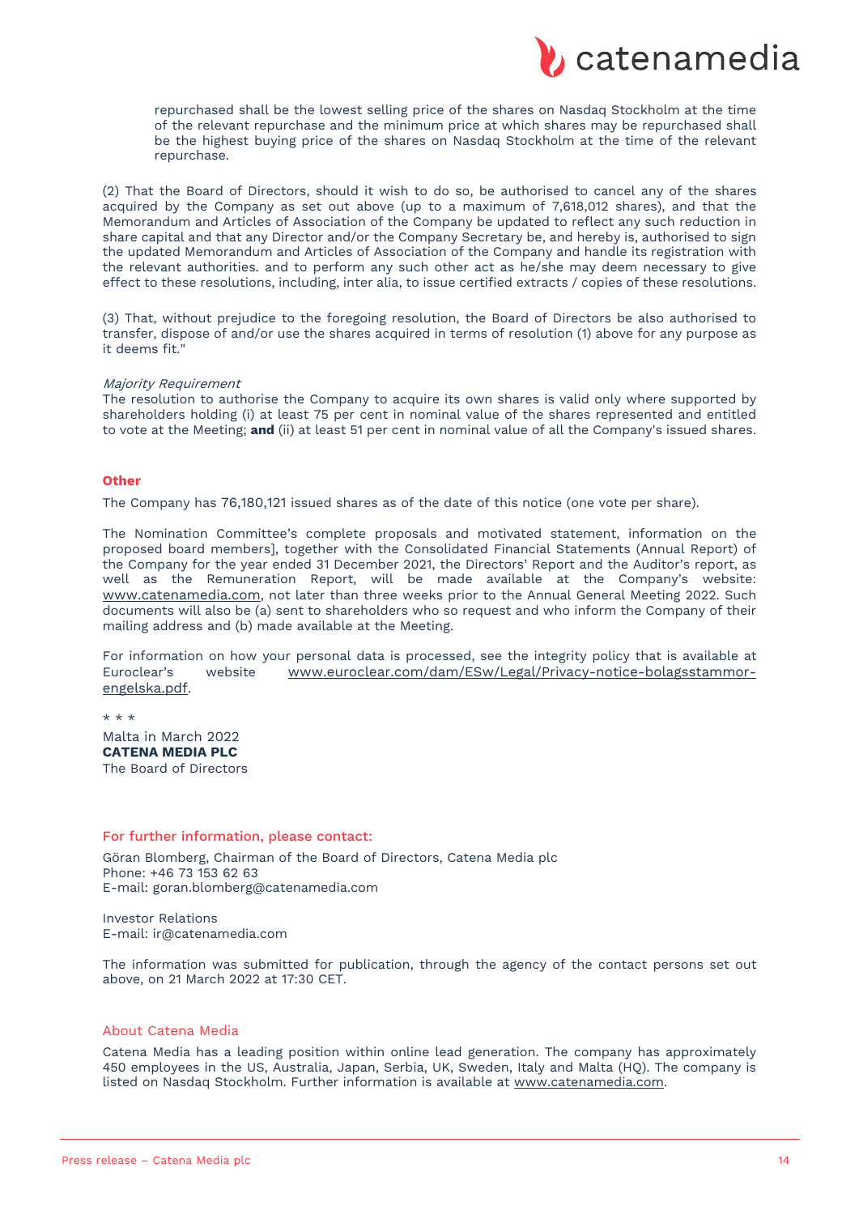repurchased shall be the lowest selling price of the shares on Nasdaq Stockholm at the time of the relevant repurchase and the minimum price at which shares may be repurchased shall be the highest buying price of the shares on Nasdaq Stockholm at the time of the relevant repurchase.

(2) That the Board of Directors, should it wish to do so, be authorised to cancel any of the shares acquired by the Company as set out above (up to a maximum of 7,618,012 shares), and that the Memorandum and Articles of Association of the Company be updated to reflect any such reduction in share capital and that any Director and/or the Company Secretary be, and hereby is, authorised to sign the updated Memorandum and Articles of Association of the Company and handle its registration with the relevant authorities. and to perform any such other act as he/she may deem necessary to give effect to these resolutions, including, inter alia, to issue certified extracts / copies of these resolutions.

(3) That, without prejudice to the foregoing resolution, the Board of Directors be also authorised to transfer, dispose of and/or use the shares acquired in terms of resolution (1) above for any purpose as it deems fit."

*Majority Requirement*
The resolution to authorise the Company to acquire its own shares is valid only where supported by shareholders holding (i) at least 75 per cent in nominal value of the shares represented and entitled to vote at the Meeting; **and** (ii) at least 51 per cent in nominal value of all the Company's issued shares.

## Other

The Company has 76,180,121 issued shares as of the date of this notice (one vote per share).

The Nomination Committee's complete proposals and motivated statement, information on the proposed board members], together with the Consolidated Financial Statements (Annual Report) of the Company for the year ended 31 December 2021, the Directors' Report and the Auditor's report, as well as the Remuneration Report, will be made available at the Company's website: www.catenamedia.com, not later than three weeks prior to the Annual General Meeting 2022. Such documents will also be (a) sent to shareholders who so request and who inform the Company of their mailing address and (b) made available at the Meeting.

For information on how your personal data is processed, see the integrity policy that is available at Euroclear's website www.euroclear.com/dam/ESw/Legal/Privacy-notice-bolagsstammor-engelska.pdf.

\* \* \*

Malta in March 2022
**CATENA MEDIA PLC**
The Board of Directors

## For further information, please contact:

Göran Blomberg, Chairman of the Board of Directors, Catena Media plc
Phone: +46 73 153 62 63
E-mail: goran.blomberg@catenamedia.com

Investor Relations
E-mail: ir@catenamedia.com

The information was submitted for publication, through the agency of the contact persons set out above, on 21 March 2022 at 17:30 CET.

## About Catena Media

Catena Media has a leading position within online lead generation. The company has approximately 450 employees in the US, Australia, Japan, Serbia, UK, Sweden, Italy and Malta (HQ). The company is listed on Nasdaq Stockholm. Further information is available at www.catenamedia.com.